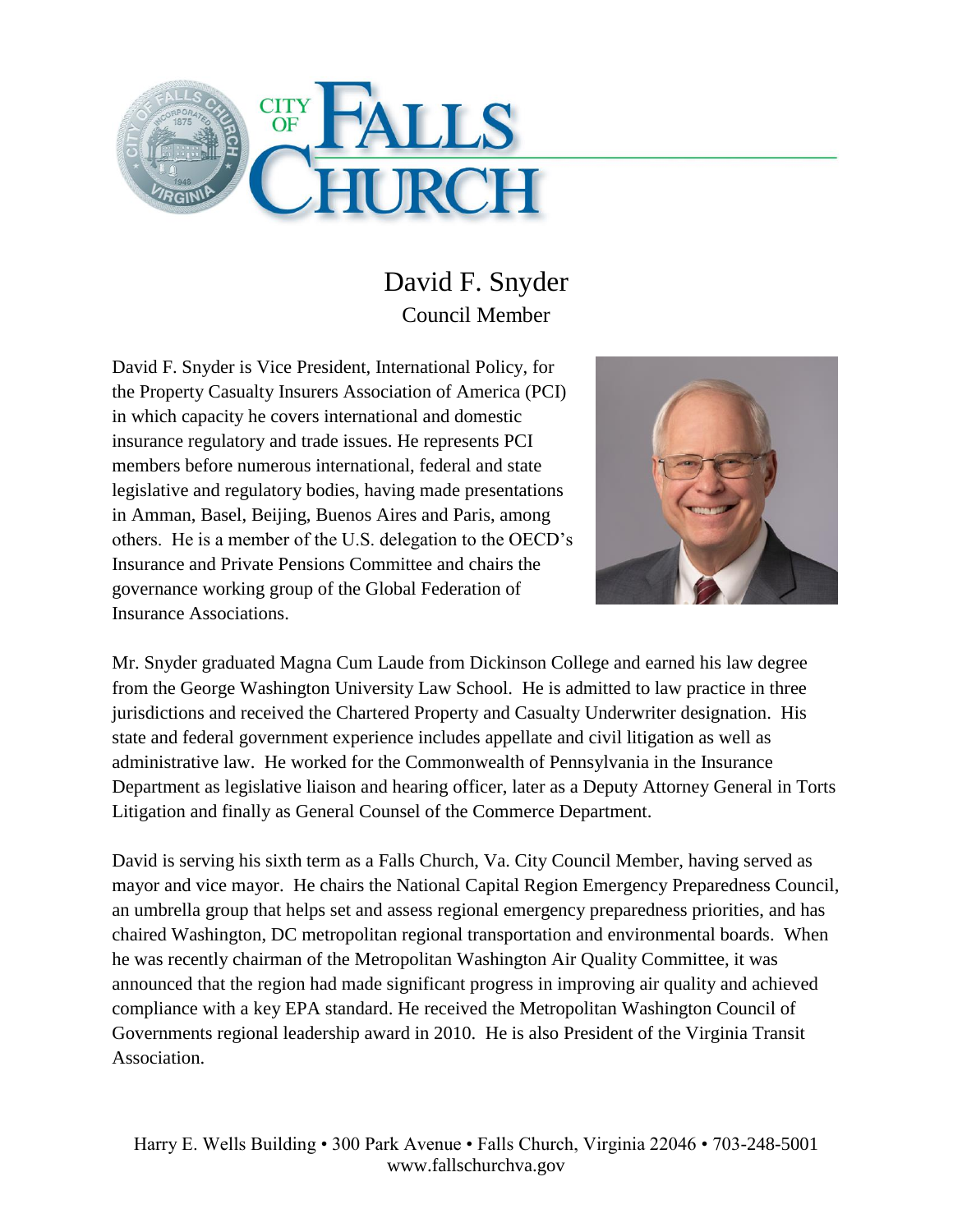# City of Falls Church

## David F. Snyder

Council Member

David F. Snyder is Vice President, International Policy, for the Property Casualty Insurers Association of America (PCI) in which capacity he covers international and domestic insurance regulatory and trade issues. He represents PCI members before numerous international, federal and state legislative and regulatory bodies, having made presentations in Amman, Basel, Beijing, Buenos Aires and Paris, among others. He is a member of the U.S. delegation to the OECD's Insurance and Private Pensions Committee and chairs the governance working group of the Global Federation of Insurance Associations.

Mr. Snyder graduated Magna Cum Laude from Dickinson College and earned his law degree from the George Washington University Law School. He is admitted to law practice in three jurisdictions and received the Chartered Property and Casualty Underwriter designation. His state and federal government experience includes appellate and civil litigation as well as administrative law. He worked for the Commonwealth of Pennsylvania in the Insurance Department as legislative liaison and hearing officer, later as a Deputy Attorney General in Torts Litigation and finally as General Counsel of the Commerce Department.

David is serving his sixth term as a Falls Church, Va. City Council Member, having served as mayor and vice mayor. He chairs the National Capital Region Emergency Preparedness Council, an umbrella group that helps set and assess regional emergency preparedness priorities, and has chaired Washington, DC metropolitan regional transportation and environmental boards. When he was recently chairman of the Metropolitan Washington Air Quality Committee, it was announced that the region had made significant progress in improving air quality and achieved compliance with a key EPA standard. He received the Metropolitan Washington Council of Governments regional leadership award in 2010. He is also President of the Virginia Transit Association.

Harry E. Wells Building • 300 Park Avenue • Falls Church, Virginia 22046 • 703-248-5001
www.fallschurchva.gov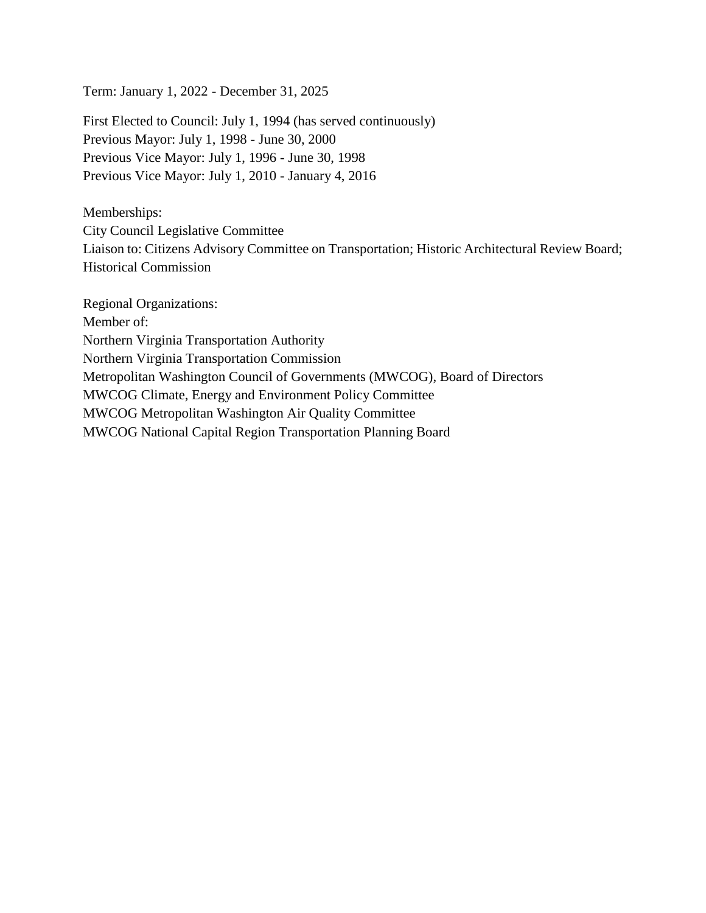Term: January 1, 2022 - December 31, 2025

First Elected to Council: July 1, 1994 (has served continuously)
Previous Mayor: July 1, 1998 - June 30, 2000
Previous Vice Mayor: July 1, 1996 - June 30, 1998
Previous Vice Mayor: July 1, 2010 - January 4, 2016

Memberships:
City Council Legislative Committee
Liaison to: Citizens Advisory Committee on Transportation; Historic Architectural Review Board; Historical Commission

Regional Organizations:
Member of:
Northern Virginia Transportation Authority
Northern Virginia Transportation Commission
Metropolitan Washington Council of Governments (MWCOG), Board of Directors
MWCOG Climate, Energy and Environment Policy Committee
MWCOG Metropolitan Washington Air Quality Committee
MWCOG National Capital Region Transportation Planning Board